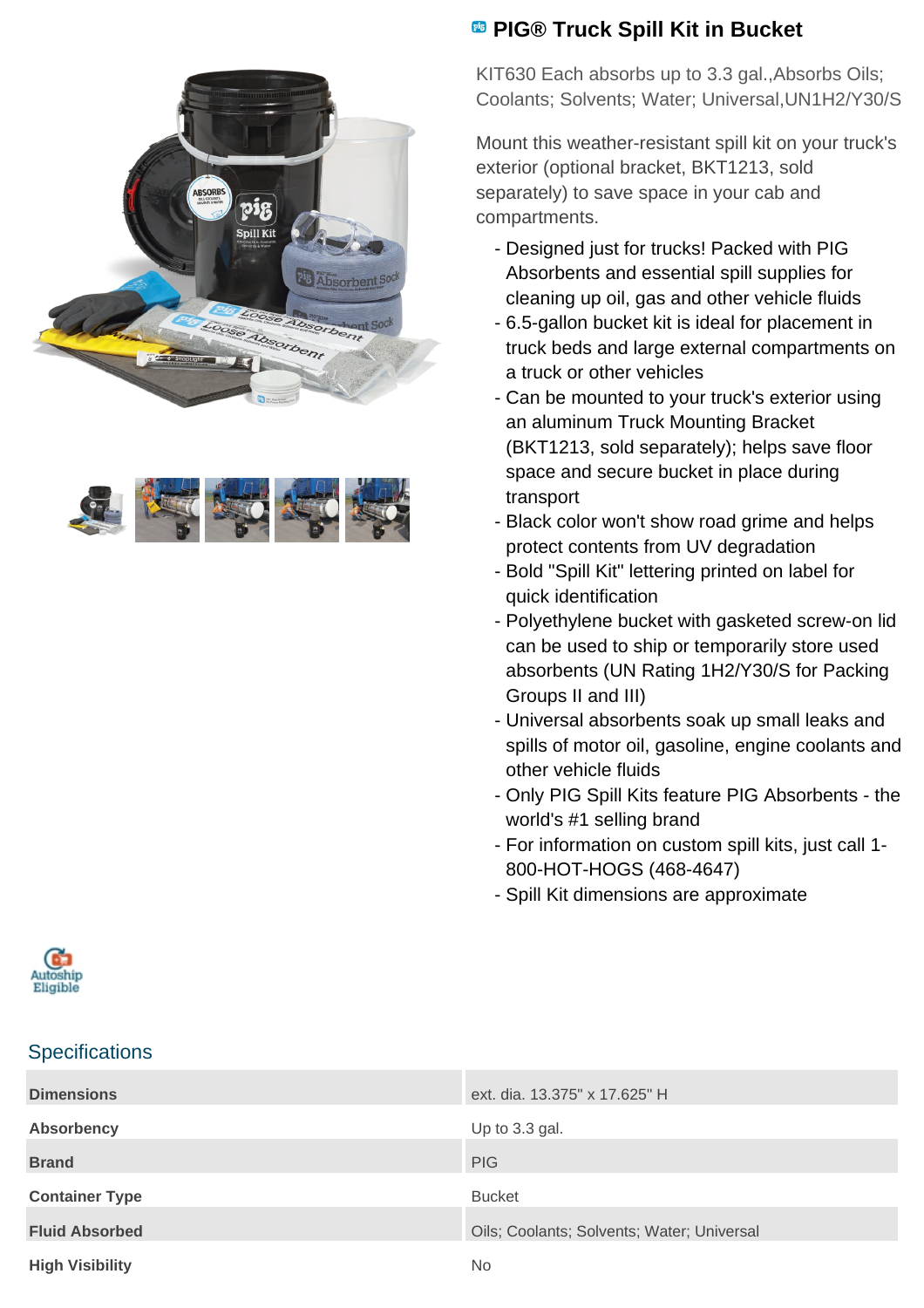# PIG® Truck Spill Kit in Bucket

KIT630 Each absorbs up to 3.3 gal.,Absorbs Oils; Coolants; Solvents; Water; Universal,UN1H2/Y30/S

Mount this weather-resistant spill kit on your truck's exterior (optional bracket, BKT1213, sold separately) to save space in your cab and compartments.

- Designed just for trucks! Packed with PIG Absorbents and essential spill supplies for cleaning up oil, gas and other vehicle fluids
- 6.5-gallon bucket kit is ideal for placement in truck beds and large external compartments on a truck or other vehicles
- Can be mounted to your truck's exterior using an aluminum Truck Mounting Bracket (BKT1213, sold separately); helps save floor space and secure bucket in place during transport
- Black color won't show road grime and helps protect contents from UV degradation
- Bold "Spill Kit" lettering printed on label for quick identification
- Polyethylene bucket with gasketed screw-on lid can be used to ship or temporarily store used absorbents (UN Rating 1H2/Y30/S for Packing Groups II and III)
- Universal absorbents soak up small leaks and spills of motor oil, gasoline, engine coolants and other vehicle fluids
- Only PIG Spill Kits feature PIG Absorbents - the world's #1 selling brand
- For information on custom spill kits, just call 1-800-HOT-HOGS (468-4647)
- Spill Kit dimensions are approximate

Autoship Eligible

## Specifications

| | |
|---|---|
| **Dimensions** | ext. dia. 13.375" x 17.625" H |
| **Absorbency** | Up to 3.3 gal. |
| **Brand** | PIG |
| **Container Type** | Bucket |
| **Fluid Absorbed** | Oils; Coolants; Solvents; Water; Universal |
| **High Visibility** | No |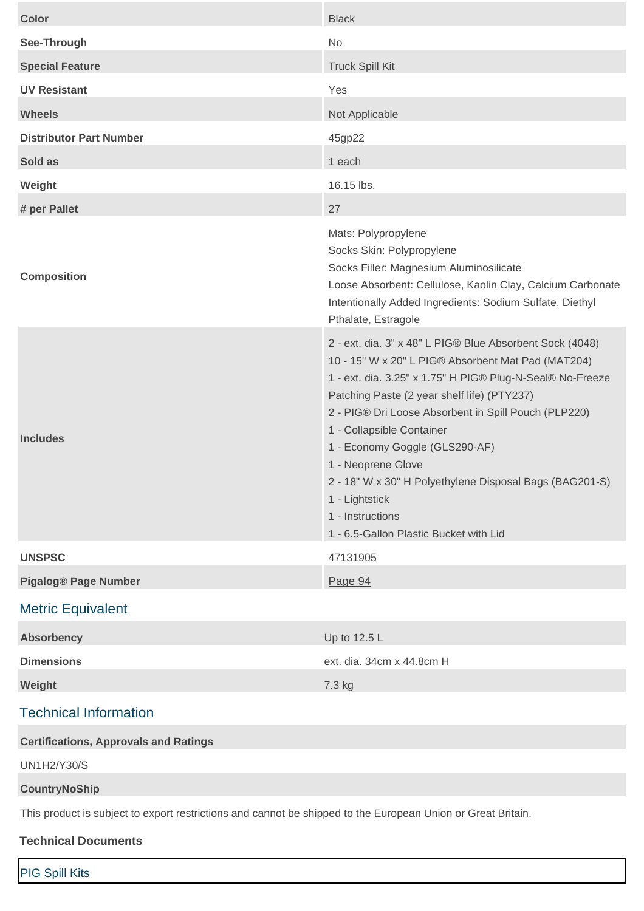| | |
|---|---|
| **Color** | Black |
| **See-Through** | No |
| **Special Feature** | Truck Spill Kit |
| **UV Resistant** | Yes |
| **Wheels** | Not Applicable |
| **Distributor Part Number** | 45gp22 |
| **Sold as** | 1 each |
| **Weight** | 16.15 lbs. |
| **# per Pallet** | 27 |
| **Composition** | Mats: Polypropylene<br>Socks Skin: Polypropylene<br>Socks Filler: Magnesium Aluminosilicate<br>Loose Absorbent: Cellulose, Kaolin Clay, Calcium Carbonate<br>Intentionally Added Ingredients: Sodium Sulfate, Diethyl Pthalate, Estragole |
| **Includes** | 2 - ext. dia. 3" x 48" L PIG® Blue Absorbent Sock (4048)<br>10 - 15" W x 20" L PIG® Absorbent Mat Pad (MAT204)<br>1 - ext. dia. 3.25" x 1.75" H PIG® Plug-N-Seal® No-Freeze Patching Paste (2 year shelf life) (PTY237)<br>2 - PIG® Dri Loose Absorbent in Spill Pouch (PLP220)<br>1 - Collapsible Container<br>1 - Economy Goggle (GLS290-AF)<br>1 - Neoprene Glove<br>2 - 18" W x 30" H Polyethylene Disposal Bags (BAG201-S)<br>1 - Lightstick<br>1 - Instructions<br>1 - 6.5-Gallon Plastic Bucket with Lid |
| **UNSPSC** | 47131905 |
| **Pigalog® Page Number** | Page 94 |

## Metric Equivalent

| | |
|---|---|
| **Absorbency** | Up to 12.5 L |
| **Dimensions** | ext. dia. 34cm x 44.8cm H |
| **Weight** | 7.3 kg |

## Technical Information

**Certifications, Approvals and Ratings**

UN1H2/Y30/S

**CountryNoShip**

This product is subject to export restrictions and cannot be shipped to the European Union or Great Britain.

**Technical Documents**

PIG Spill Kits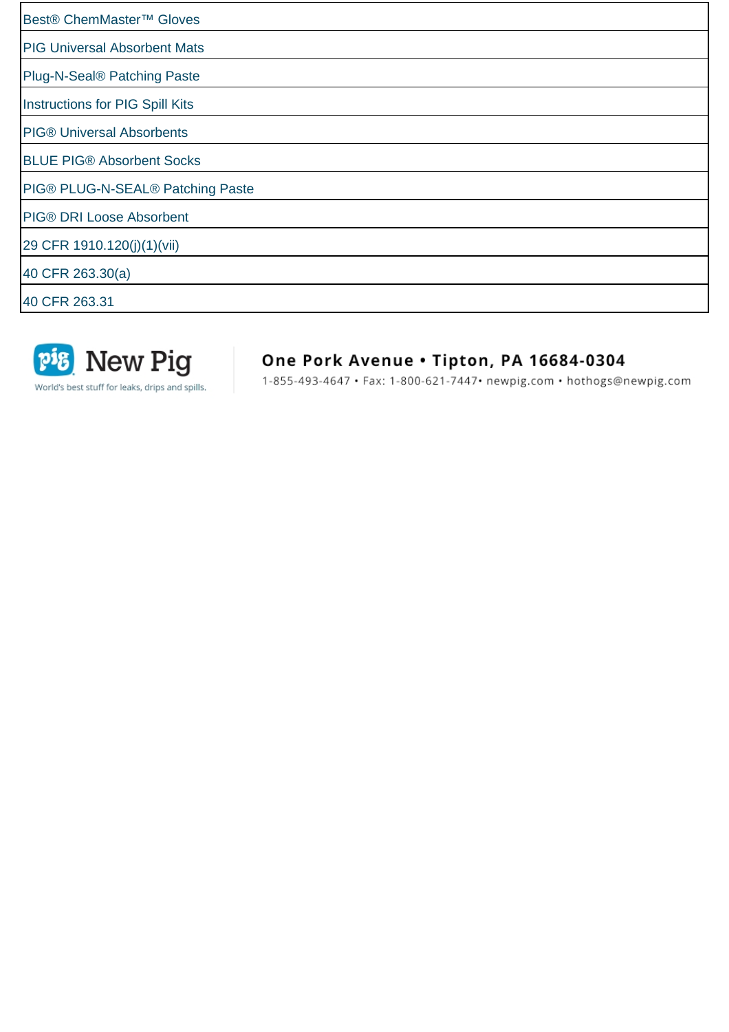| |
|---|
| Best® ChemMaster™ Gloves |
| PIG Universal Absorbent Mats |
| Plug-N-Seal® Patching Paste |
| Instructions for PIG Spill Kits |
| PIG® Universal Absorbents |
| BLUE PIG® Absorbent Socks |
| PIG® PLUG-N-SEAL® Patching Paste |
| PIG® DRI Loose Absorbent |
| 29 CFR 1910.120(j)(1)(vii) |
| 40 CFR 263.30(a) |
| 40 CFR 263.31 |

New Pig
World's best stuff for leaks, drips and spills.

One Pork Avenue • Tipton, PA 16684-0304
1-855-493-4647 • Fax: 1-800-621-7447• newpig.com • hothogs@newpig.com